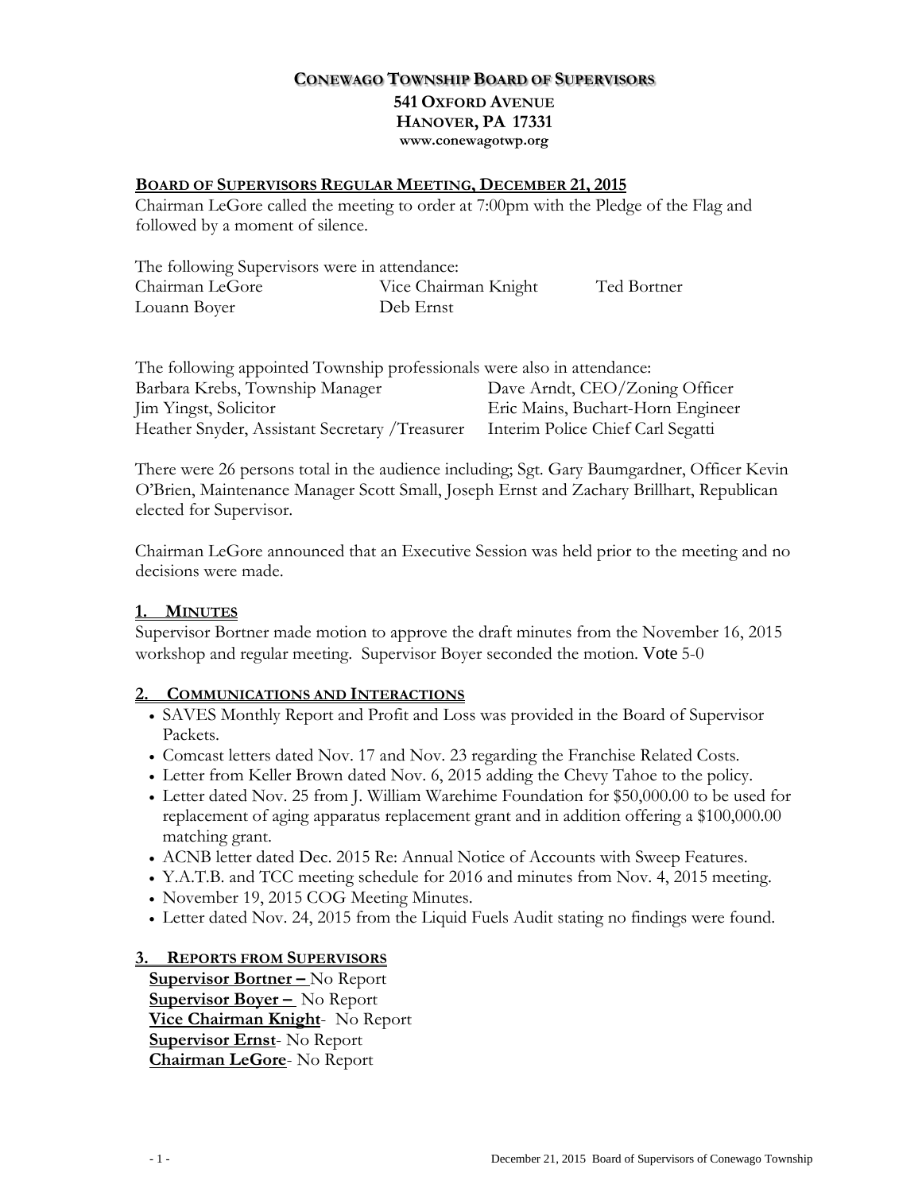# CONEWAGO TOWNSHIP BOARD OF SUPERVISORS

**541 OXFORD AVENUE**
**HANOVER, PA 17331**
**www.conewagotwp.org**

## BOARD OF SUPERVISORS REGULAR MEETING, DECEMBER 21, 2015

Chairman LeGore called the meeting to order at 7:00pm with the Pledge of the Flag and followed by a moment of silence.

The following Supervisors were in attendance:

| | | |
|---|---|---|
| Chairman LeGore | Vice Chairman Knight | Ted Bortner |
| Louann Boyer | Deb Ernst | |

The following appointed Township professionals were also in attendance:

| | |
|---|---|
| Barbara Krebs, Township Manager | Dave Arndt, CEO/Zoning Officer |
| Jim Yingst, Solicitor | Eric Mains, Buchart-Horn Engineer |
| Heather Snyder, Assistant Secretary /Treasurer | Interim Police Chief Carl Segatti |

There were 26 persons total in the audience including; Sgt. Gary Baumgardner, Officer Kevin O'Brien, Maintenance Manager Scott Small, Joseph Ernst and Zachary Brillhart, Republican elected for Supervisor.

Chairman LeGore announced that an Executive Session was held prior to the meeting and no decisions were made.

### 1. MINUTES

Supervisor Bortner made motion to approve the draft minutes from the November 16, 2015 workshop and regular meeting. Supervisor Boyer seconded the motion. Vote 5-0

### 2. COMMUNICATIONS AND INTERACTIONS

- SAVES Monthly Report and Profit and Loss was provided in the Board of Supervisor Packets.
- Comcast letters dated Nov. 17 and Nov. 23 regarding the Franchise Related Costs.
- Letter from Keller Brown dated Nov. 6, 2015 adding the Chevy Tahoe to the policy.
- Letter dated Nov. 25 from J. William Warehime Foundation for $50,000.00 to be used for replacement of aging apparatus replacement grant and in addition offering a $100,000.00 matching grant.
- ACNB letter dated Dec. 2015 Re: Annual Notice of Accounts with Sweep Features.
- Y.A.T.B. and TCC meeting schedule for 2016 and minutes from Nov. 4, 2015 meeting.
- November 19, 2015 COG Meeting Minutes.
- Letter dated Nov. 24, 2015 from the Liquid Fuels Audit stating no findings were found.

### 3. REPORTS FROM SUPERVISORS

**Supervisor Bortner –** No Report
**Supervisor Boyer –** No Report
**Vice Chairman Knight**- No Report
**Supervisor Ernst**- No Report
**Chairman LeGore**- No Report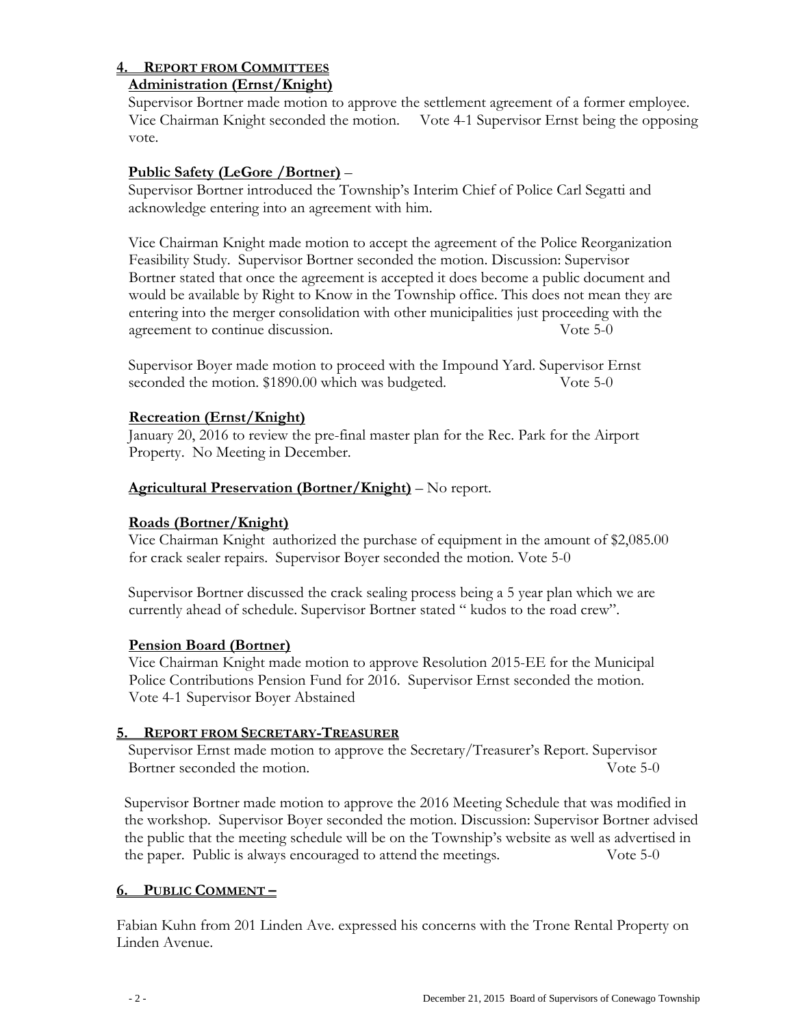## 4. Report from Committees

**Administration (Ernst/Knight)**

Supervisor Bortner made motion to approve the settlement agreement of a former employee. Vice Chairman Knight seconded the motion. Vote 4-1 Supervisor Ernst being the opposing vote.

**Public Safety (LeGore /Bortner)** –

Supervisor Bortner introduced the Township's Interim Chief of Police Carl Segatti and acknowledge entering into an agreement with him.

Vice Chairman Knight made motion to accept the agreement of the Police Reorganization Feasibility Study. Supervisor Bortner seconded the motion. Discussion: Supervisor Bortner stated that once the agreement is accepted it does become a public document and would be available by Right to Know in the Township office. This does not mean they are entering into the merger consolidation with other municipalities just proceeding with the agreement to continue discussion. Vote 5-0

Supervisor Boyer made motion to proceed with the Impound Yard. Supervisor Ernst seconded the motion. $1890.00 which was budgeted. Vote 5-0

**Recreation (Ernst/Knight)**

January 20, 2016 to review the pre-final master plan for the Rec. Park for the Airport Property. No Meeting in December.

**Agricultural Preservation (Bortner/Knight)** – No report.

**Roads (Bortner/Knight)**

Vice Chairman Knight authorized the purchase of equipment in the amount of $2,085.00 for crack sealer repairs. Supervisor Boyer seconded the motion. Vote 5-0

Supervisor Bortner discussed the crack sealing process being a 5 year plan which we are currently ahead of schedule. Supervisor Bortner stated " kudos to the road crew".

**Pension Board (Bortner)**

Vice Chairman Knight made motion to approve Resolution 2015-EE for the Municipal Police Contributions Pension Fund for 2016. Supervisor Ernst seconded the motion. Vote 4-1 Supervisor Boyer Abstained

## 5. Report from Secretary-Treasurer

Supervisor Ernst made motion to approve the Secretary/Treasurer's Report. Supervisor Bortner seconded the motion. Vote 5-0

Supervisor Bortner made motion to approve the 2016 Meeting Schedule that was modified in the workshop. Supervisor Boyer seconded the motion. Discussion: Supervisor Bortner advised the public that the meeting schedule will be on the Township's website as well as advertised in the paper. Public is always encouraged to attend the meetings. Vote 5-0

## 6. Public Comment –

Fabian Kuhn from 201 Linden Ave. expressed his concerns with the Trone Rental Property on Linden Avenue.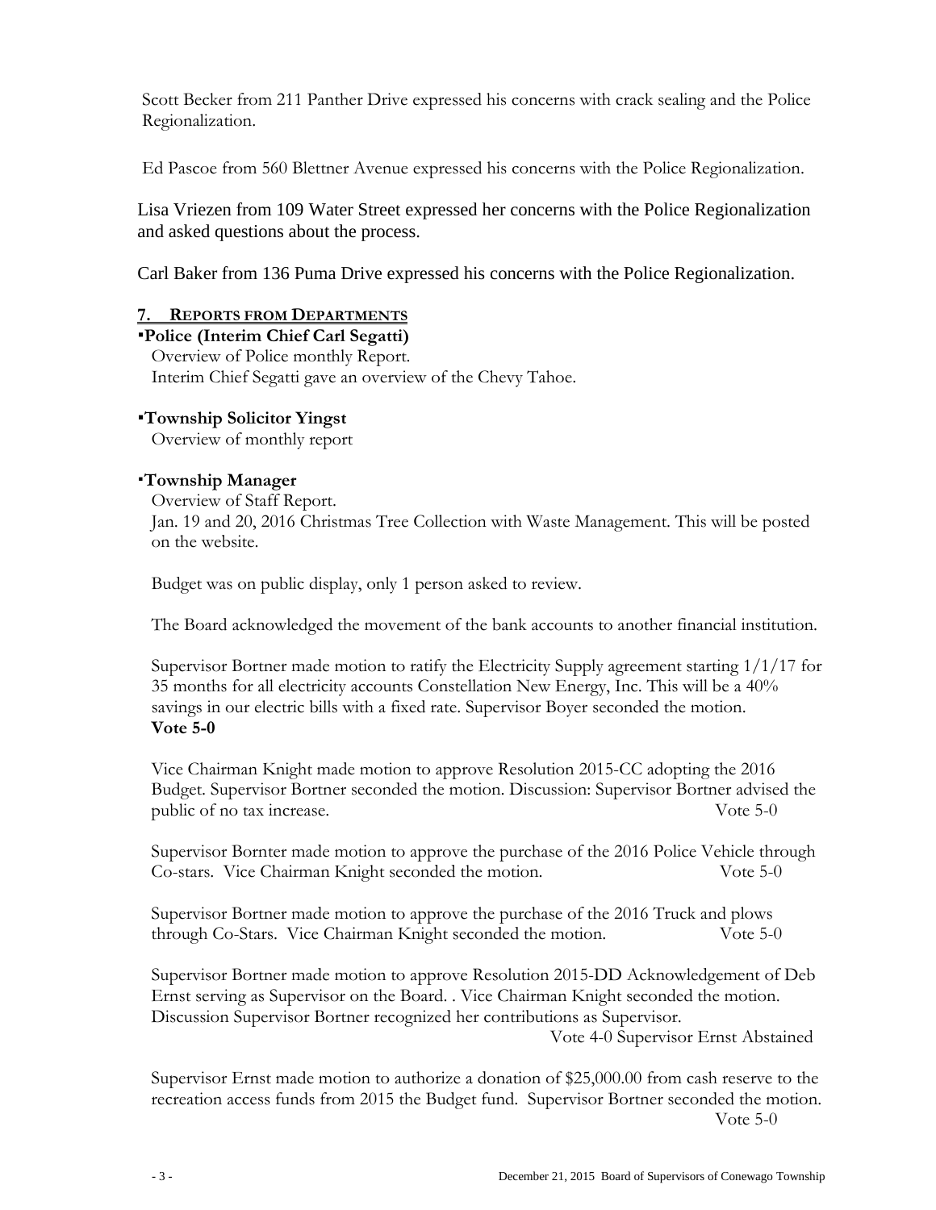Scott Becker from 211 Panther Drive expressed his concerns with crack sealing and the Police Regionalization.

Ed Pascoe from 560 Blettner Avenue expressed his concerns with the Police Regionalization.

Lisa Vriezen from 109 Water Street expressed her concerns with the Police Regionalization and asked questions about the process.

Carl Baker from 136 Puma Drive expressed his concerns with the Police Regionalization.

## 7. REPORTS FROM DEPARTMENTS

**▪Police (Interim Chief Carl Segatti)**

Overview of Police monthly Report.
Interim Chief Segatti gave an overview of the Chevy Tahoe.

**▪Township Solicitor Yingst**

Overview of monthly report

**▪Township Manager**

Overview of Staff Report.
Jan. 19 and 20, 2016 Christmas Tree Collection with Waste Management. This will be posted on the website.

Budget was on public display, only 1 person asked to review.

The Board acknowledged the movement of the bank accounts to another financial institution.

Supervisor Bortner made motion to ratify the Electricity Supply agreement starting 1/1/17 for 35 months for all electricity accounts Constellation New Energy, Inc. This will be a 40% savings in our electric bills with a fixed rate. Supervisor Boyer seconded the motion.
**Vote 5-0**

Vice Chairman Knight made motion to approve Resolution 2015-CC adopting the 2016 Budget. Supervisor Bortner seconded the motion. Discussion: Supervisor Bortner advised the public of no tax increase. Vote 5-0

Supervisor Bornter made motion to approve the purchase of the 2016 Police Vehicle through Co-stars. Vice Chairman Knight seconded the motion. Vote 5-0

Supervisor Bortner made motion to approve the purchase of the 2016 Truck and plows through Co-Stars. Vice Chairman Knight seconded the motion. Vote 5-0

Supervisor Bortner made motion to approve Resolution 2015-DD Acknowledgement of Deb Ernst serving as Supervisor on the Board. . Vice Chairman Knight seconded the motion. Discussion Supervisor Bortner recognized her contributions as Supervisor.
Vote 4-0 Supervisor Ernst Abstained

Supervisor Ernst made motion to authorize a donation of $25,000.00 from cash reserve to the recreation access funds from 2015 the Budget fund. Supervisor Bortner seconded the motion.
Vote 5-0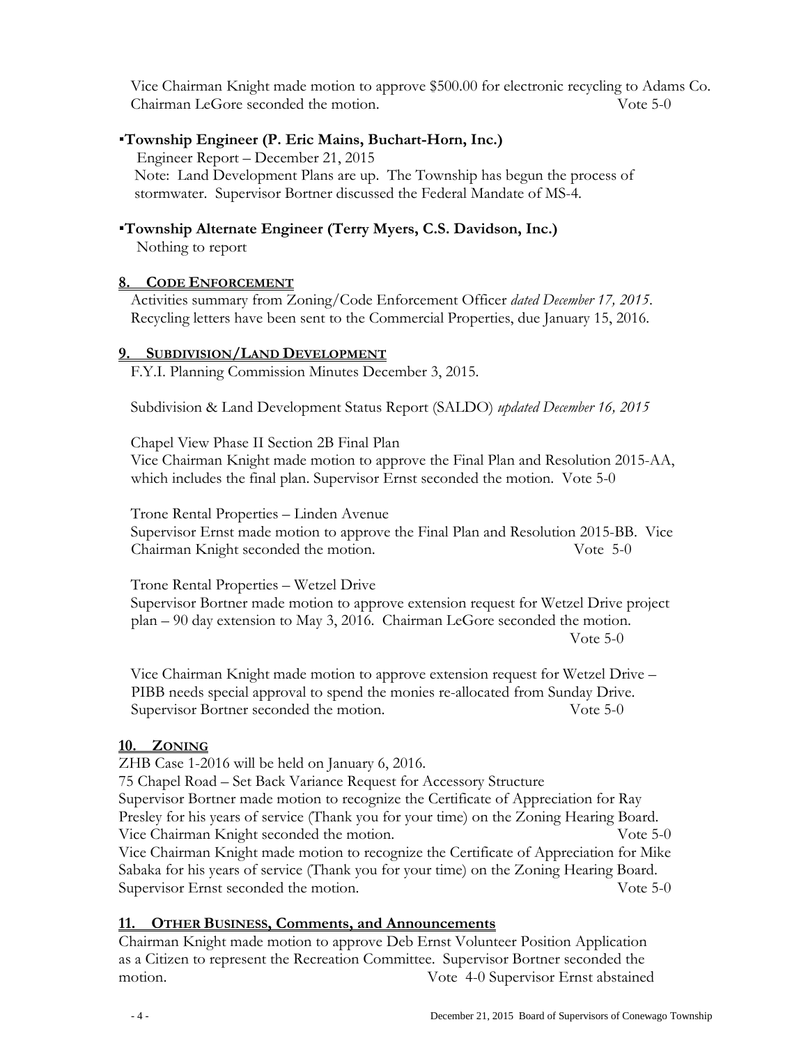Vice Chairman Knight made motion to approve $500.00 for electronic recycling to Adams Co. Chairman LeGore seconded the motion. Vote 5-0

▪**Township Engineer (P. Eric Mains, Buchart-Horn, Inc.)**

Engineer Report – December 21, 2015

Note: Land Development Plans are up. The Township has begun the process of stormwater. Supervisor Bortner discussed the Federal Mandate of MS-4.

▪**Township Alternate Engineer (Terry Myers, C.S. Davidson, Inc.)**

Nothing to report

## 8. CODE ENFORCEMENT

Activities summary from Zoning/Code Enforcement Officer *dated December 17, 2015*. Recycling letters have been sent to the Commercial Properties, due January 15, 2016.

## 9. SUBDIVISION/LAND DEVELOPMENT

F.Y.I. Planning Commission Minutes December 3, 2015.

Subdivision & Land Development Status Report (SALDO) *updated December 16, 2015*

Chapel View Phase II Section 2B Final Plan

Vice Chairman Knight made motion to approve the Final Plan and Resolution 2015-AA, which includes the final plan. Supervisor Ernst seconded the motion. Vote 5-0

Trone Rental Properties – Linden Avenue

Supervisor Ernst made motion to approve the Final Plan and Resolution 2015-BB. Vice Chairman Knight seconded the motion. Vote 5-0

Trone Rental Properties – Wetzel Drive

Supervisor Bortner made motion to approve extension request for Wetzel Drive project plan – 90 day extension to May 3, 2016. Chairman LeGore seconded the motion. Vote 5-0

Vice Chairman Knight made motion to approve extension request for Wetzel Drive – PIBB needs special approval to spend the monies re-allocated from Sunday Drive. Supervisor Bortner seconded the motion. Vote 5-0

## 10. ZONING

ZHB Case 1-2016 will be held on January 6, 2016.

75 Chapel Road – Set Back Variance Request for Accessory Structure

Supervisor Bortner made motion to recognize the Certificate of Appreciation for Ray Presley for his years of service (Thank you for your time) on the Zoning Hearing Board. Vice Chairman Knight seconded the motion. Vote 5-0

Vice Chairman Knight made motion to recognize the Certificate of Appreciation for Mike Sabaka for his years of service (Thank you for your time) on the Zoning Hearing Board. Supervisor Ernst seconded the motion. Vote 5-0

## 11. OTHER BUSINESS, Comments, and Announcements

Chairman Knight made motion to approve Deb Ernst Volunteer Position Application as a Citizen to represent the Recreation Committee. Supervisor Bortner seconded the motion. Vote 4-0 Supervisor Ernst abstained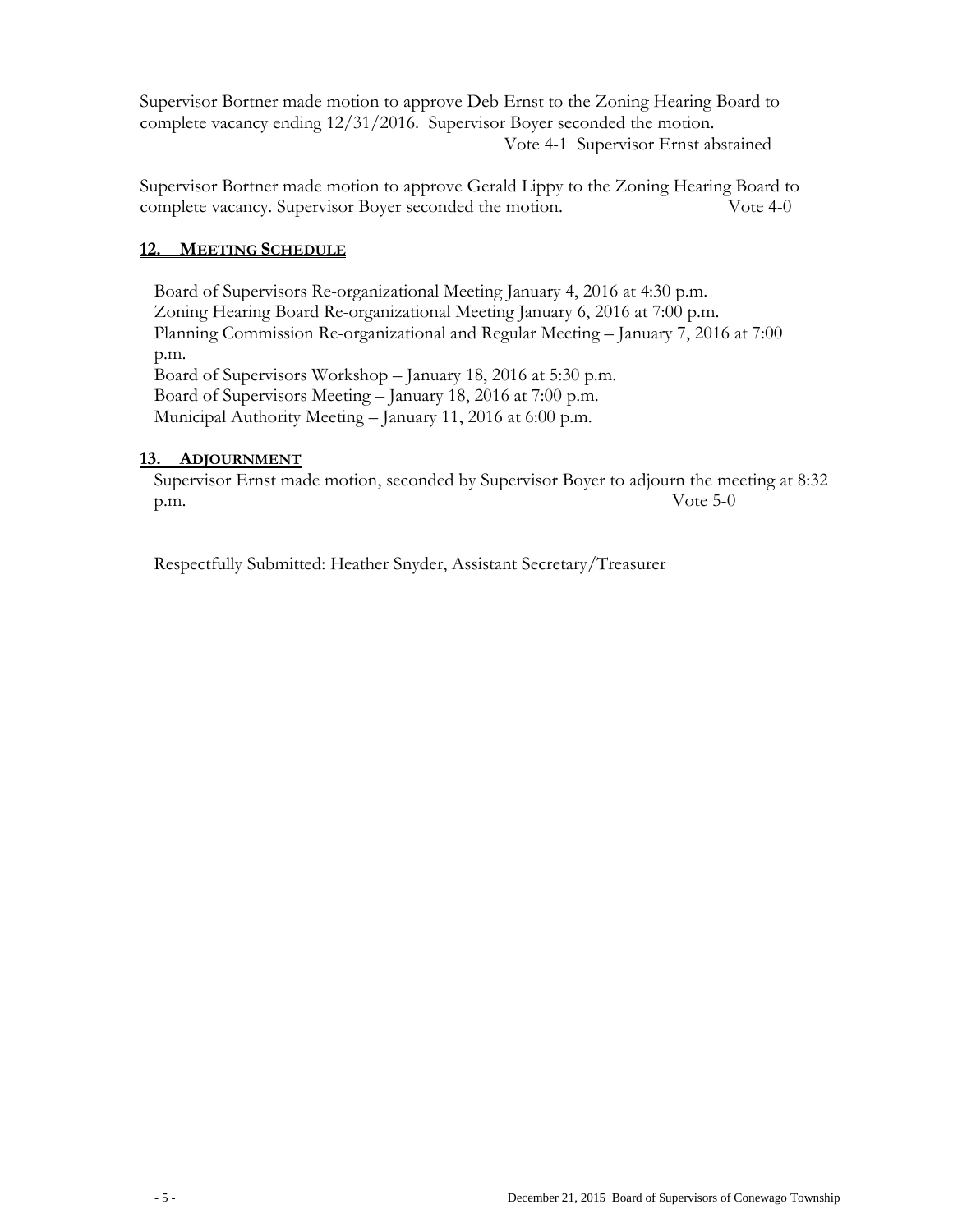Supervisor Bortner made motion to approve Deb Ernst to the Zoning Hearing Board to complete vacancy ending 12/31/2016. Supervisor Boyer seconded the motion.
Vote 4-1 Supervisor Ernst abstained

Supervisor Bortner made motion to approve Gerald Lippy to the Zoning Hearing Board to complete vacancy. Supervisor Boyer seconded the motion. Vote 4-0

## 12. MEETING SCHEDULE

Board of Supervisors Re-organizational Meeting January 4, 2016 at 4:30 p.m.
Zoning Hearing Board Re-organizational Meeting January 6, 2016 at 7:00 p.m.
Planning Commission Re-organizational and Regular Meeting – January 7, 2016 at 7:00 p.m.
Board of Supervisors Workshop – January 18, 2016 at 5:30 p.m.
Board of Supervisors Meeting – January 18, 2016 at 7:00 p.m.
Municipal Authority Meeting – January 11, 2016 at 6:00 p.m.

## 13. ADJOURNMENT

Supervisor Ernst made motion, seconded by Supervisor Boyer to adjourn the meeting at 8:32 p.m. Vote 5-0

Respectfully Submitted: Heather Snyder, Assistant Secretary/Treasurer